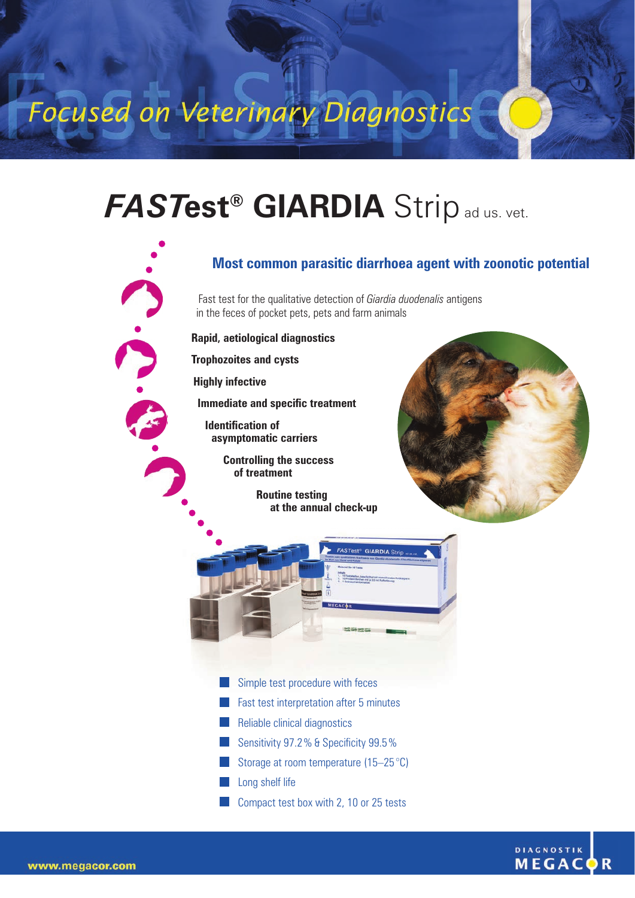Focused on Veterinary Diagnostics

# *FASTest*® GIARDIA Strip ad us. vet.

## Most common parasitic diarrhoea agent with zoonotic potential

Fast test for the qualitative detection of *Giardia duodenalis* antigens in the feces of pocket pets, pets and farm animals

**Rapid, aetiological diagnostics**

**Trophozoites and cysts**

**Highly infective**

**Immediate and specific treatment**

**Identification of asymptomatic carriers**

**Controlling the success of treatment**

**Routine testing at the annual check-up**

- Simple test procedure with feces
- Fast test interpretation after 5 minutes
- Reliable clinical diagnostics
- Sensitivity 97.2 % & Specificity 99.5 %
- Storage at room temperature (15–25 °C)
- Long shelf life
- Compact test box with 2, 10 or 25 tests

www.megacor.com

DIAGNOSTIK MEGACOR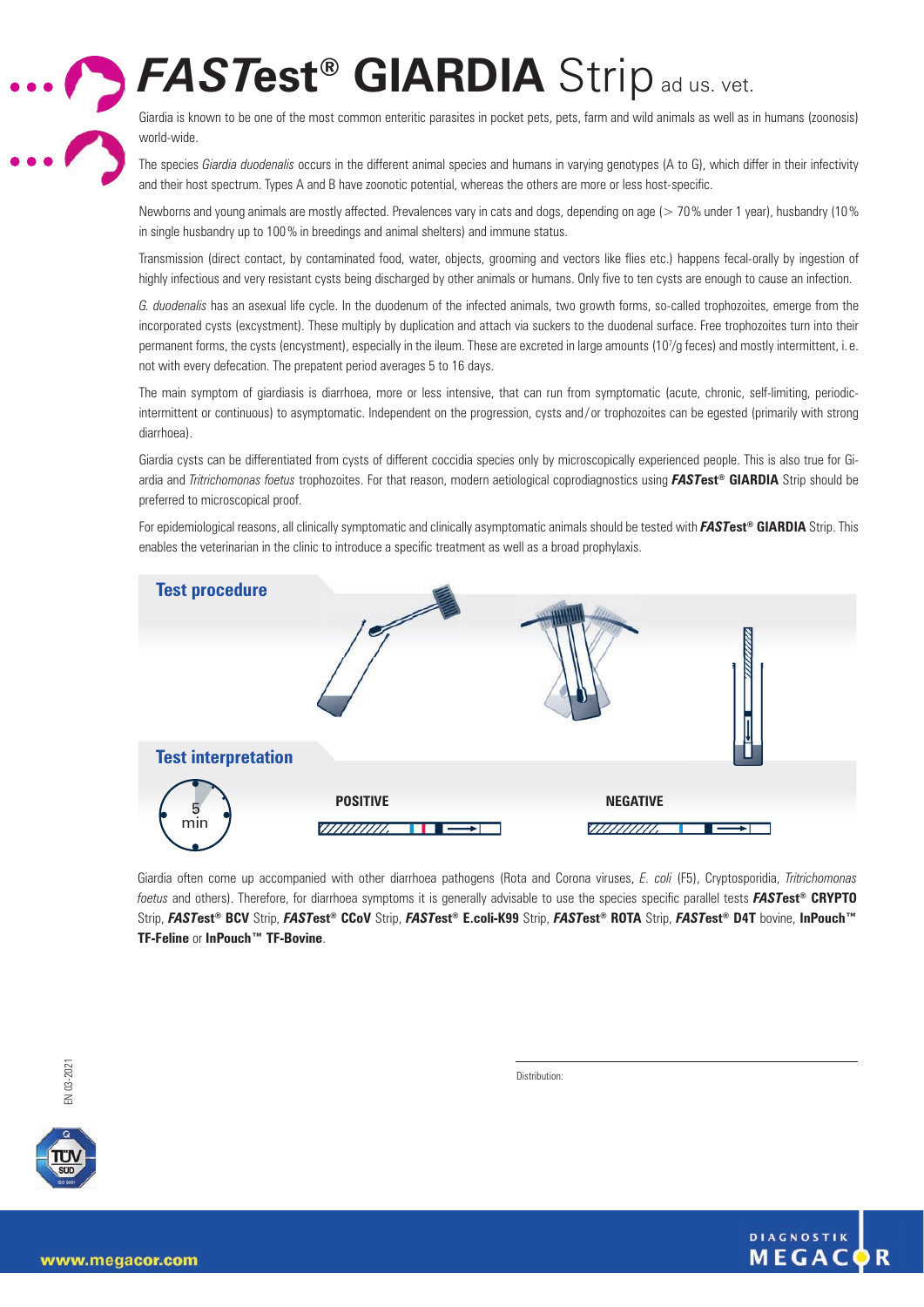# *FAST*est® GIARDIA Strip ad us. vet.

Giardia is known to be one of the most common enteritic parasites in pocket pets, pets, farm and wild animals as well as in humans (zoonosis) world-wide.

The species *Giardia duodenalis* occurs in the different animal species and humans in varying genotypes (A to G), which differ in their infectivity and their host spectrum. Types A and B have zoonotic potential, whereas the others are more or less host-specific.

Newborns and young animals are mostly affected. Prevalences vary in cats and dogs, depending on age (> 70 % under 1 year), husbandry (10 % in single husbandry up to 100 % in breedings and animal shelters) and immune status.

Transmission (direct contact, by contaminated food, water, objects, grooming and vectors like flies etc.) happens fecal-orally by ingestion of highly infectious and very resistant cysts being discharged by other animals or humans. Only five to ten cysts are enough to cause an infection.

*G. duodenalis* has an asexual life cycle. In the duodenum of the infected animals, two growth forms, so-called trophozoites, emerge from the incorporated cysts (excystment). These multiply by duplication and attach via suckers to the duodenal surface. Free trophozoites turn into their permanent forms, the cysts (encystment), especially in the ileum. These are excreted in large amounts ($10^7$/g feces) and mostly intermittent, i. e. not with every defecation. The prepatent period averages 5 to 16 days.

The main symptom of giardiasis is diarrhoea, more or less intensive, that can run from symptomatic (acute, chronic, self-limiting, periodic-intermittent or continuous) to asymptomatic. Independent on the progression, cysts and/or trophozoites can be egested (primarily with strong diarrhoea).

Giardia cysts can be differentiated from cysts of different coccidia species only by microscopically experienced people. This is also true for Giardia and *Tritrichomonas foetus* trophozoites. For that reason, modern aetiological coprodiagnostics using ***FAST*est® GIARDIA** Strip should be preferred to microscopical proof.

For epidemiological reasons, all clinically symptomatic and clinically asymptomatic animals should be tested with ***FAST*est® GIARDIA** Strip. This enables the veterinarian in the clinic to introduce a specific treatment as well as a broad prophylaxis.

## Test procedure

## Test interpretation

5 min

POSITIVE

NEGATIVE

Giardia often come up accompanied with other diarrhoea pathogens (Rota and Corona viruses, *E. coli* (F5), Cryptosporidia, *Tritrichomonas foetus* and others). Therefore, for diarrhoea symptoms it is generally advisable to use the species specific parallel tests ***FAST*est® CRYPTO** Strip, ***FAST*est® BCV** Strip, ***FAST*est® CCoV** Strip, ***FAST*est® E.coli-K99** Strip, ***FAST*est® ROTA** Strip, ***FAST*est® D4T** bovine, **InPouch™ TF-Feline** or **InPouch™ TF-Bovine**.

EN 03-2021

Distribution:

www.megacor.com

DIAGNOSTIK MEGACOR